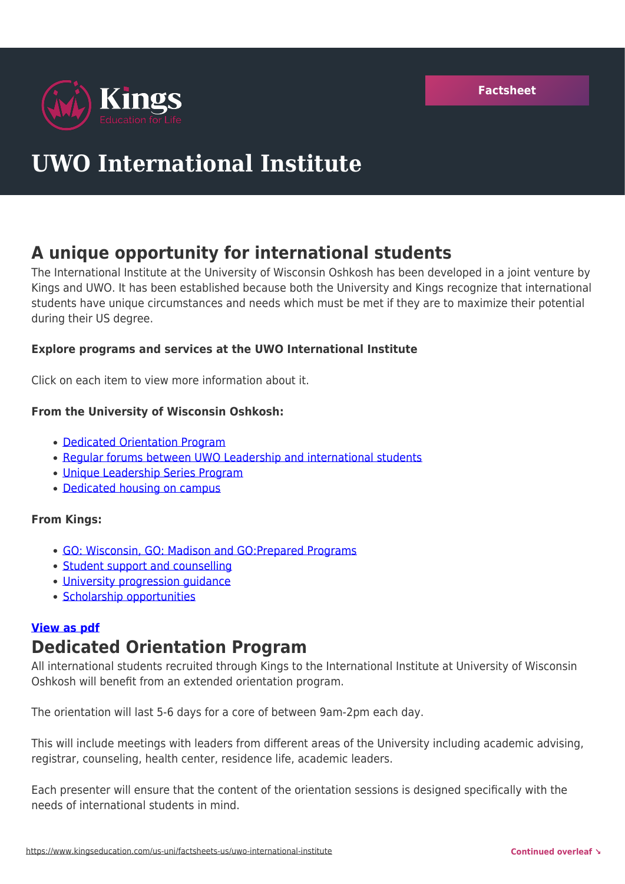Kings
Education for Life

Factsheet

# UWO International Institute

## A unique opportunity for international students

The International Institute at the University of Wisconsin Oshkosh has been developed in a joint venture by Kings and UWO. It has been established because both the University and Kings recognize that international students have unique circumstances and needs which must be met if they are to maximize their potential during their US degree.

**Explore programs and services at the UWO International Institute**

Click on each item to view more information about it.

**From the University of Wisconsin Oshkosh:**

- Dedicated Orientation Program
- Regular forums between UWO Leadership and international students
- Unique Leadership Series Program
- Dedicated housing on campus

**From Kings:**

- GO: Wisconsin, GO: Madison and GO:Prepared Programs
- Student support and counselling
- University progression guidance
- Scholarship opportunities

**View as pdf**

## Dedicated Orientation Program

All international students recruited through Kings to the International Institute at University of Wisconsin Oshkosh will benefit from an extended orientation program.

The orientation will last 5-6 days for a core of between 9am-2pm each day.

This will include meetings with leaders from different areas of the University including academic advising, registrar, counseling, health center, residence life, academic leaders.

Each presenter will ensure that the content of the orientation sessions is designed specifically with the needs of international students in mind.

Continued overleaf ↘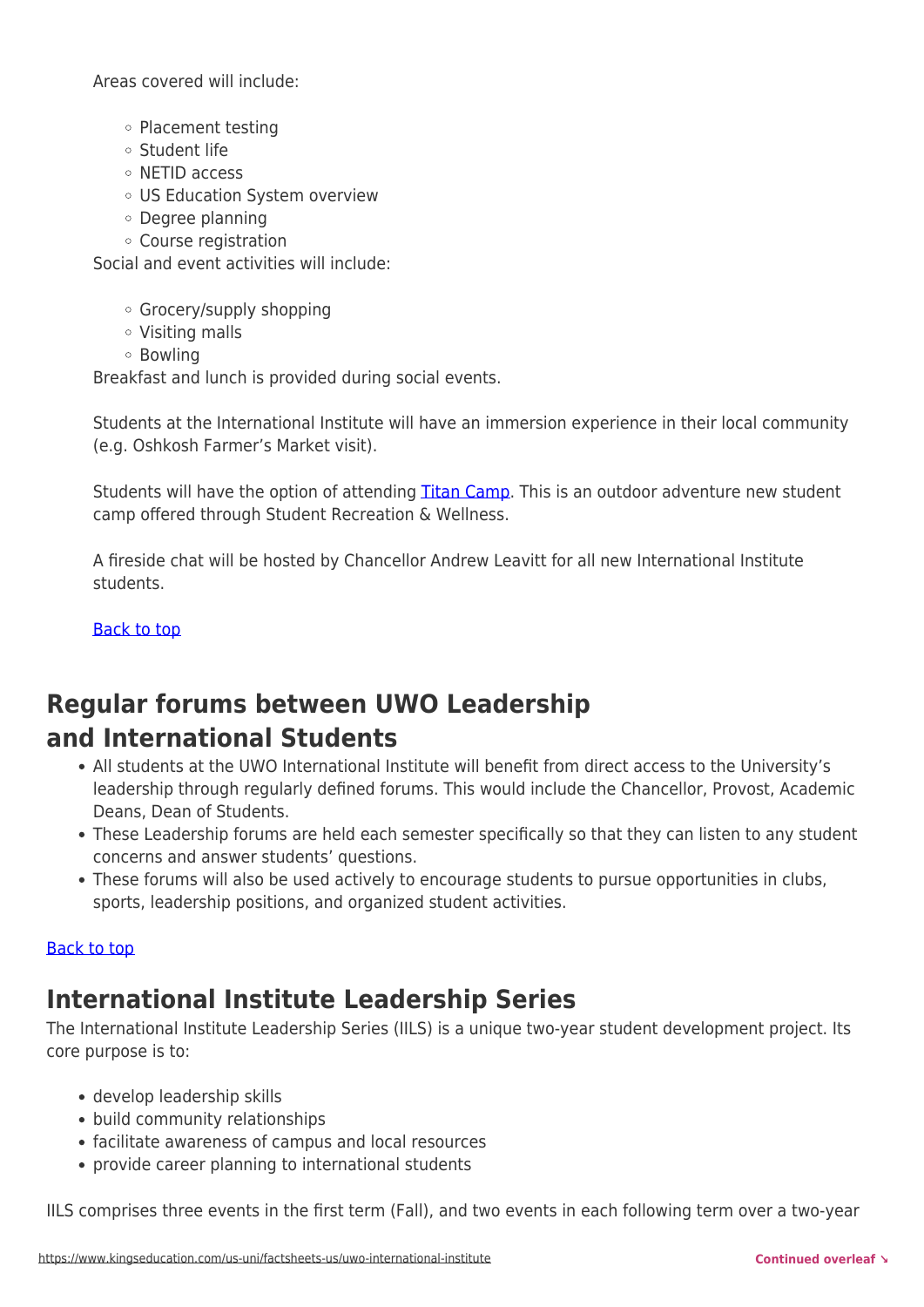Areas covered will include:

- Placement testing
- Student life
- NETID access
- US Education System overview
- Degree planning
- Course registration

Social and event activities will include:

- Grocery/supply shopping
- Visiting malls
- Bowling

Breakfast and lunch is provided during social events.

Students at the International Institute will have an immersion experience in their local community (e.g. Oshkosh Farmer's Market visit).

Students will have the option of attending [Titan Camp](). This is an outdoor adventure new student camp offered through Student Recreation & Wellness.

A fireside chat will be hosted by Chancellor Andrew Leavitt for all new International Institute students.

[Back to top]()

## Regular forums between UWO Leadership and International Students

- All students at the UWO International Institute will benefit from direct access to the University's leadership through regularly defined forums. This would include the Chancellor, Provost, Academic Deans, Dean of Students.
- These Leadership forums are held each semester specifically so that they can listen to any student concerns and answer students' questions.
- These forums will also be used actively to encourage students to pursue opportunities in clubs, sports, leadership positions, and organized student activities.

[Back to top]()

## International Institute Leadership Series

The International Institute Leadership Series (IILS) is a unique two-year student development project. Its core purpose is to:

- develop leadership skills
- build community relationships
- facilitate awareness of campus and local resources
- provide career planning to international students

IILS comprises three events in the first term (Fall), and two events in each following term over a two-year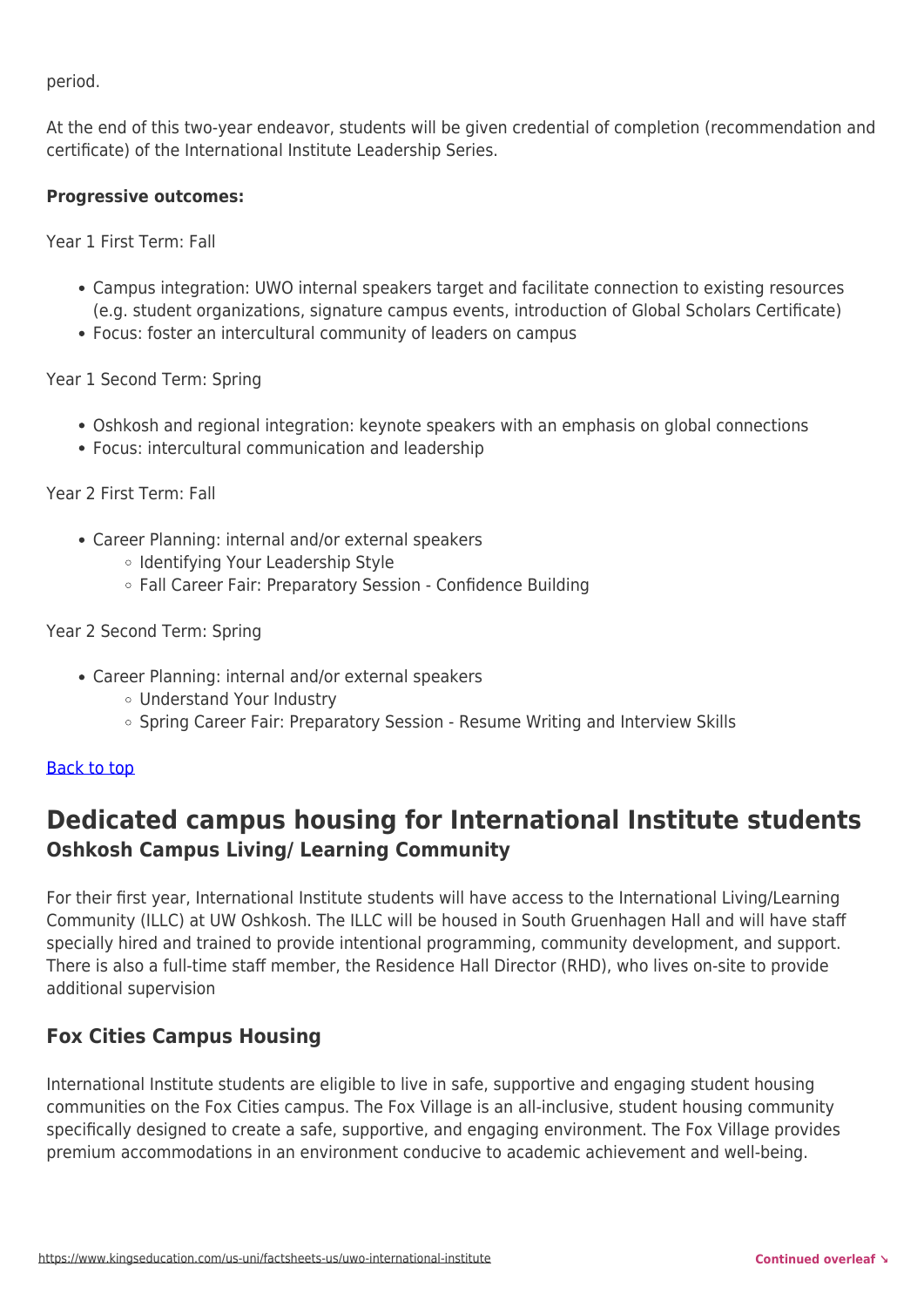period.

At the end of this two-year endeavor, students will be given credential of completion (recommendation and certificate) of the International Institute Leadership Series.

**Progressive outcomes:**

Year 1 First Term: Fall

- Campus integration: UWO internal speakers target and facilitate connection to existing resources (e.g. student organizations, signature campus events, introduction of Global Scholars Certificate)
- Focus: foster an intercultural community of leaders on campus

Year 1 Second Term: Spring

- Oshkosh and regional integration: keynote speakers with an emphasis on global connections
- Focus: intercultural communication and leadership

Year 2 First Term: Fall

- Career Planning: internal and/or external speakers
  - Identifying Your Leadership Style
  - Fall Career Fair: Preparatory Session - Confidence Building

Year 2 Second Term: Spring

- Career Planning: internal and/or external speakers
  - Understand Your Industry
  - Spring Career Fair: Preparatory Session - Resume Writing and Interview Skills

Back to top

## Dedicated campus housing for International Institute students

### Oshkosh Campus Living/ Learning Community

For their first year, International Institute students will have access to the International Living/Learning Community (ILLC) at UW Oshkosh. The ILLC will be housed in South Gruenhagen Hall and will have staff specially hired and trained to provide intentional programming, community development, and support. There is also a full-time staff member, the Residence Hall Director (RHD), who lives on-site to provide additional supervision

### Fox Cities Campus Housing

International Institute students are eligible to live in safe, supportive and engaging student housing communities on the Fox Cities campus. The Fox Village is an all-inclusive, student housing community specifically designed to create a safe, supportive, and engaging environment. The Fox Village provides premium accommodations in an environment conducive to academic achievement and well-being.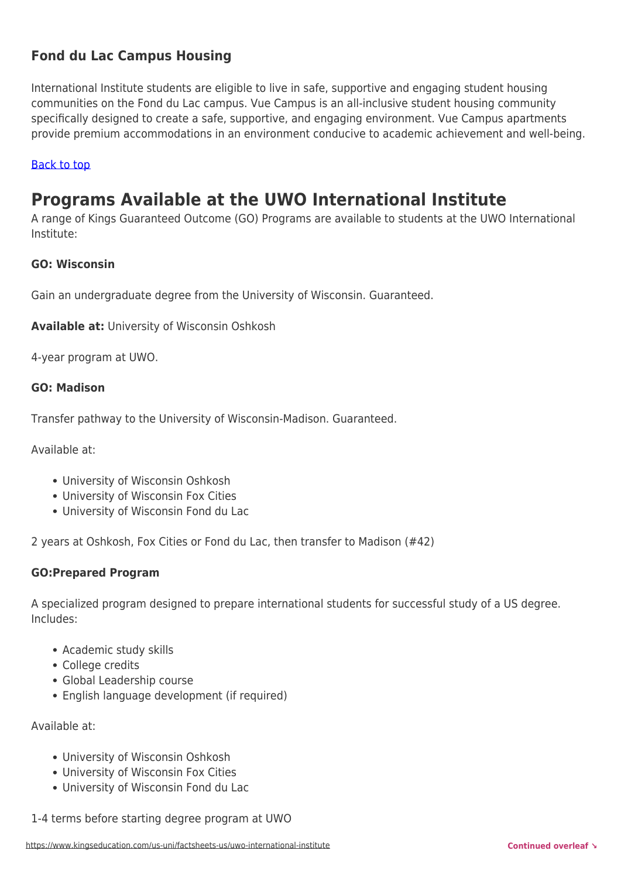### Fond du Lac Campus Housing

International Institute students are eligible to live in safe, supportive and engaging student housing communities on the Fond du Lac campus. Vue Campus is an all-inclusive student housing community specifically designed to create a safe, supportive, and engaging environment. Vue Campus apartments provide premium accommodations in an environment conducive to academic achievement and well-being.

[Back to top](#)

## Programs Available at the UWO International Institute

A range of Kings Guaranteed Outcome (GO) Programs are available to students at the UWO International Institute:

**GO: Wisconsin**

Gain an undergraduate degree from the University of Wisconsin. Guaranteed.

**Available at:** University of Wisconsin Oshkosh

4-year program at UWO.

**GO: Madison**

Transfer pathway to the University of Wisconsin-Madison. Guaranteed.

Available at:

- University of Wisconsin Oshkosh
- University of Wisconsin Fox Cities
- University of Wisconsin Fond du Lac

2 years at Oshkosh, Fox Cities or Fond du Lac, then transfer to Madison (#42)

**GO:Prepared Program**

A specialized program designed to prepare international students for successful study of a US degree. Includes:

- Academic study skills
- College credits
- Global Leadership course
- English language development (if required)

Available at:

- University of Wisconsin Oshkosh
- University of Wisconsin Fox Cities
- University of Wisconsin Fond du Lac

1-4 terms before starting degree program at UWO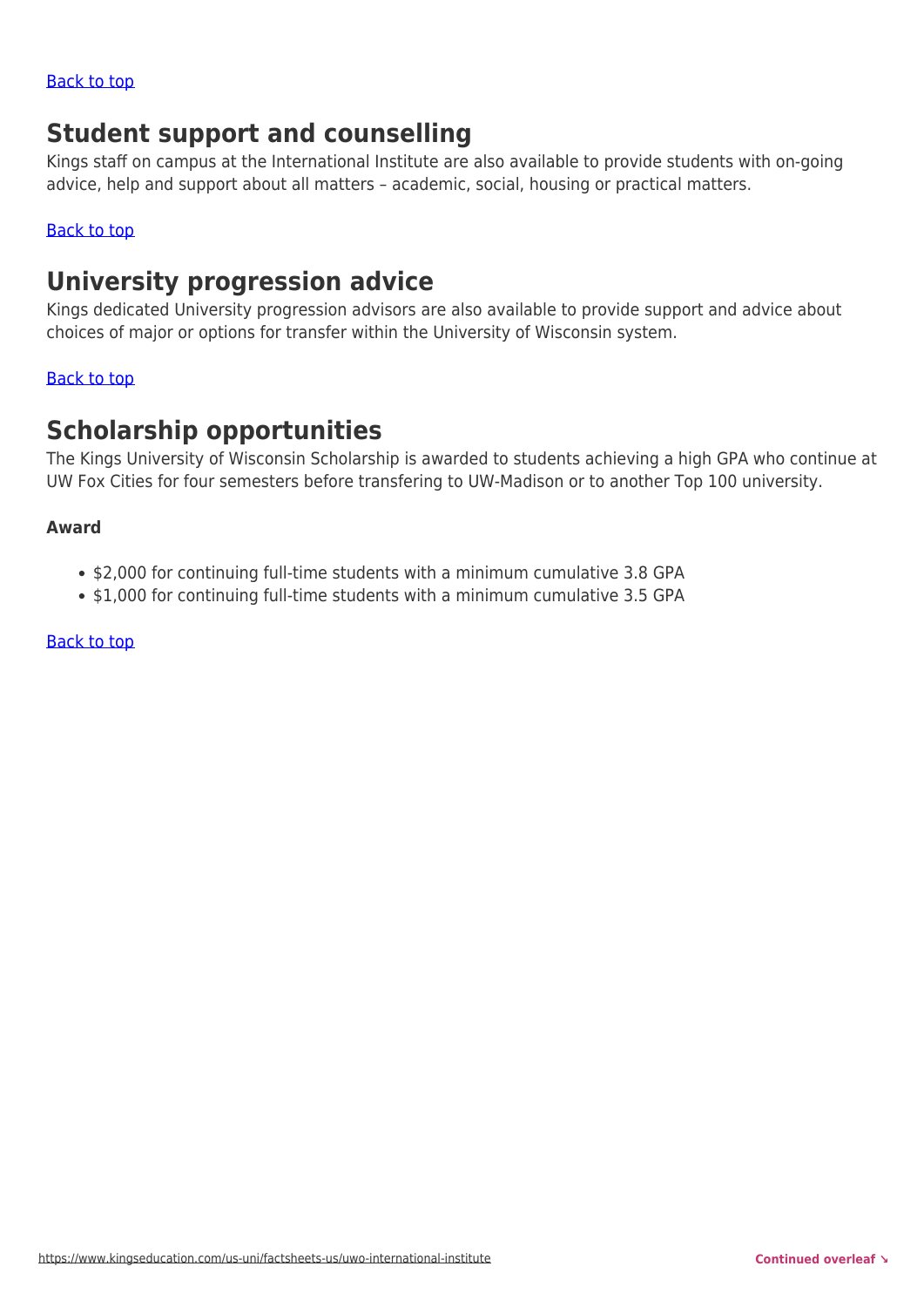Back to top

## Student support and counselling

Kings staff on campus at the International Institute are also available to provide students with on-going advice, help and support about all matters – academic, social, housing or practical matters.

Back to top

## University progression advice

Kings dedicated University progression advisors are also available to provide support and advice about choices of major or options for transfer within the University of Wisconsin system.

Back to top

## Scholarship opportunities

The Kings University of Wisconsin Scholarship is awarded to students achieving a high GPA who continue at UW Fox Cities for four semesters before transfering to UW-Madison or to another Top 100 university.

**Award**

- $2,000 for continuing full-time students with a minimum cumulative 3.8 GPA
- $1,000 for continuing full-time students with a minimum cumulative 3.5 GPA

Back to top